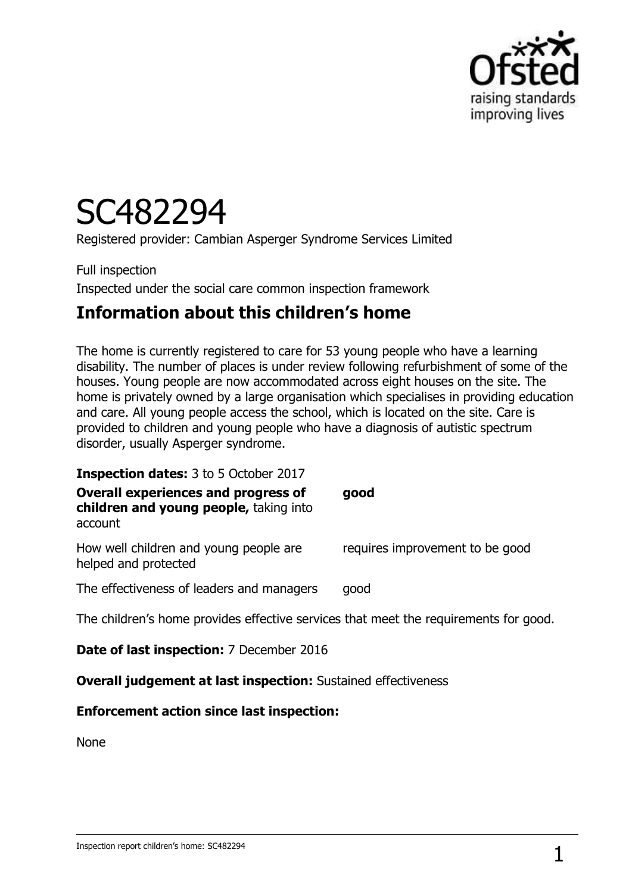# SC482294

Registered provider: Cambian Asperger Syndrome Services Limited

Full inspection

Inspected under the social care common inspection framework

## Information about this children's home

The home is currently registered to care for 53 young people who have a learning disability. The number of places is under review following refurbishment of some of the houses. Young people are now accommodated across eight houses on the site. The home is privately owned by a large organisation which specialises in providing education and care. All young people access the school, which is located on the site. Care is provided to children and young people who have a diagnosis of autistic spectrum disorder, usually Asperger syndrome.

**Inspection dates:** 3 to 5 October 2017

| | |
|---|---|
| **Overall experiences and progress of children and young people,** taking into account | **good** |
| How well children and young people are helped and protected | requires improvement to be good |
| The effectiveness of leaders and managers | good |

The children's home provides effective services that meet the requirements for good.

**Date of last inspection:** 7 December 2016

**Overall judgement at last inspection:** Sustained effectiveness

**Enforcement action since last inspection:**

None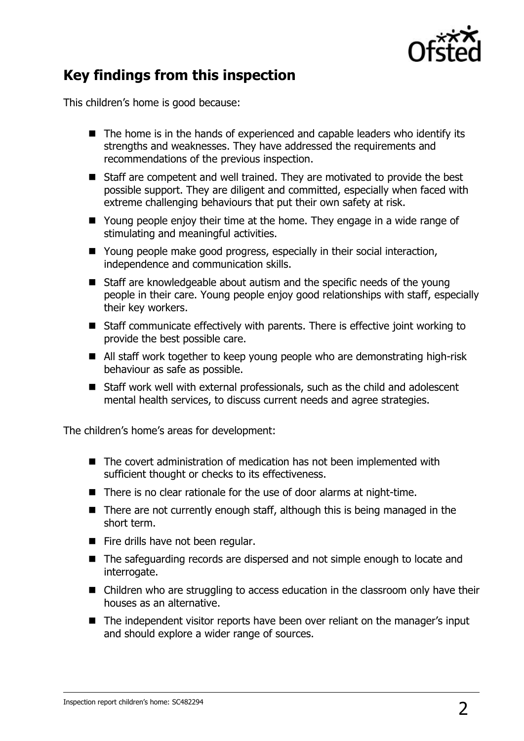## Key findings from this inspection

This children's home is good because:

- The home is in the hands of experienced and capable leaders who identify its strengths and weaknesses. They have addressed the requirements and recommendations of the previous inspection.
- Staff are competent and well trained. They are motivated to provide the best possible support. They are diligent and committed, especially when faced with extreme challenging behaviours that put their own safety at risk.
- Young people enjoy their time at the home. They engage in a wide range of stimulating and meaningful activities.
- Young people make good progress, especially in their social interaction, independence and communication skills.
- Staff are knowledgeable about autism and the specific needs of the young people in their care. Young people enjoy good relationships with staff, especially their key workers.
- Staff communicate effectively with parents. There is effective joint working to provide the best possible care.
- All staff work together to keep young people who are demonstrating high-risk behaviour as safe as possible.
- Staff work well with external professionals, such as the child and adolescent mental health services, to discuss current needs and agree strategies.

The children's home's areas for development:

- The covert administration of medication has not been implemented with sufficient thought or checks to its effectiveness.
- There is no clear rationale for the use of door alarms at night-time.
- There are not currently enough staff, although this is being managed in the short term.
- Fire drills have not been regular.
- The safeguarding records are dispersed and not simple enough to locate and interrogate.
- Children who are struggling to access education in the classroom only have their houses as an alternative.
- The independent visitor reports have been over reliant on the manager's input and should explore a wider range of sources.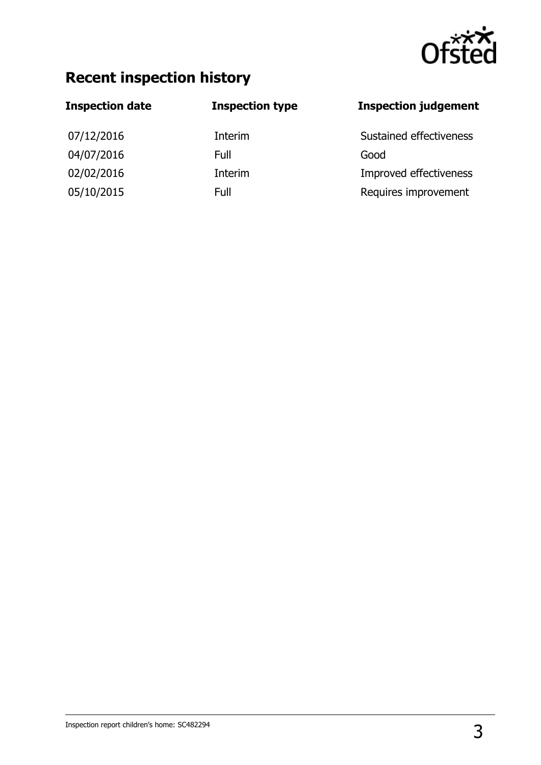## Recent inspection history

| Inspection date | Inspection type | Inspection judgement |
| --- | --- | --- |
| 07/12/2016 | Interim | Sustained effectiveness |
| 04/07/2016 | Full | Good |
| 02/02/2016 | Interim | Improved effectiveness |
| 05/10/2015 | Full | Requires improvement |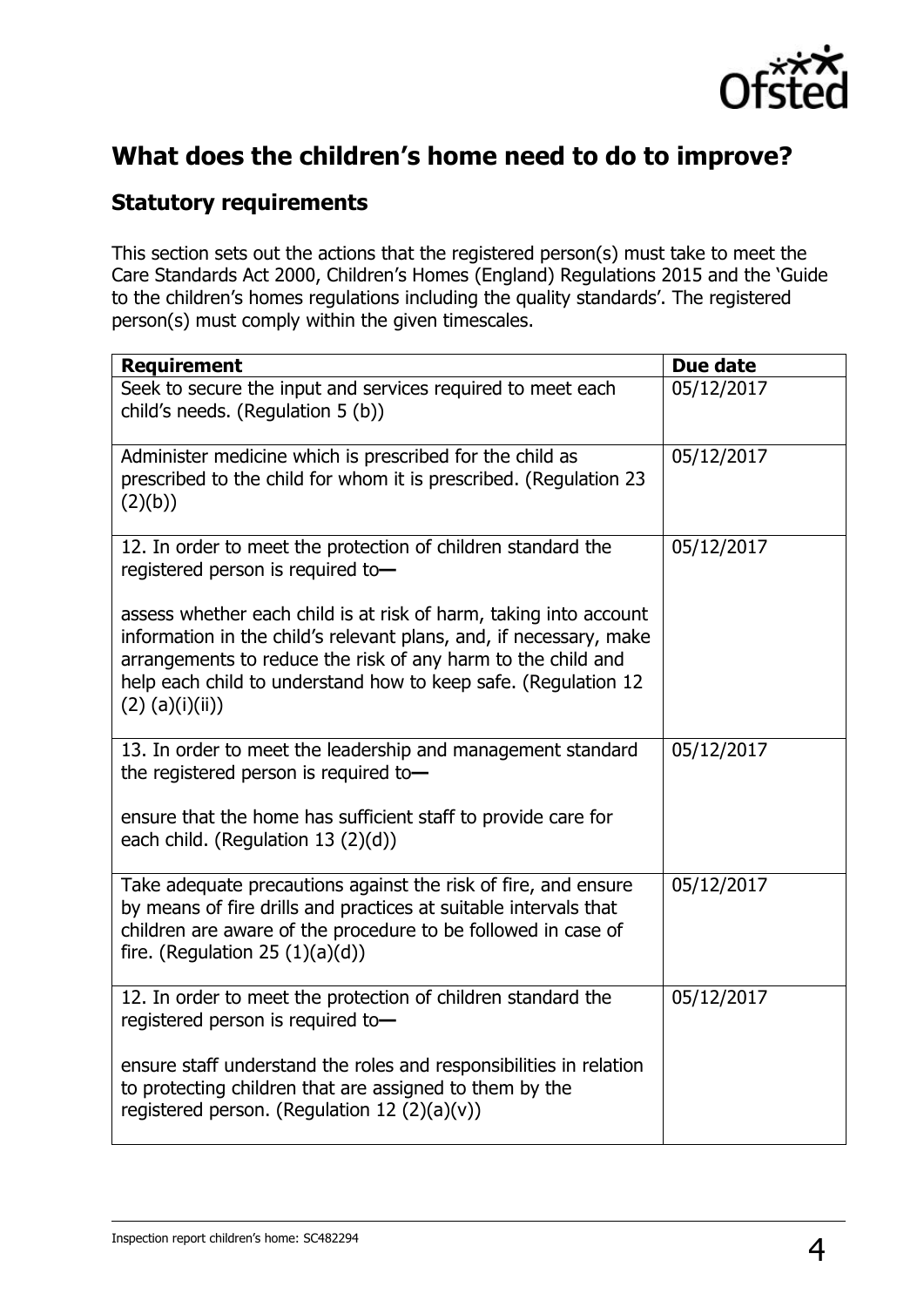## What does the children's home need to do to improve?

### Statutory requirements

This section sets out the actions that the registered person(s) must take to meet the Care Standards Act 2000, Children's Homes (England) Regulations 2015 and the 'Guide to the children's homes regulations including the quality standards'. The registered person(s) must comply within the given timescales.

| Requirement | Due date |
| --- | --- |
| Seek to secure the input and services required to meet each child's needs. (Regulation 5 (b)) | 05/12/2017 |
| Administer medicine which is prescribed for the child as prescribed to the child for whom it is prescribed. (Regulation 23 (2)(b)) | 05/12/2017 |
| 12. In order to meet the protection of children standard the registered person is required to**—**<br><br>assess whether each child is at risk of harm, taking into account information in the child's relevant plans, and, if necessary, make arrangements to reduce the risk of any harm to the child and help each child to understand how to keep safe. (Regulation 12 (2) (a)(i)(ii)) | 05/12/2017 |
| 13. In order to meet the leadership and management standard the registered person is required to**—**<br><br>ensure that the home has sufficient staff to provide care for each child. (Regulation 13 (2)(d)) | 05/12/2017 |
| Take adequate precautions against the risk of fire, and ensure by means of fire drills and practices at suitable intervals that children are aware of the procedure to be followed in case of fire. (Regulation 25 (1)(a)(d)) | 05/12/2017 |
| 12. In order to meet the protection of children standard the registered person is required to**—**<br><br>ensure staff understand the roles and responsibilities in relation to protecting children that are assigned to them by the registered person. (Regulation 12 (2)(a)(v)) | 05/12/2017 |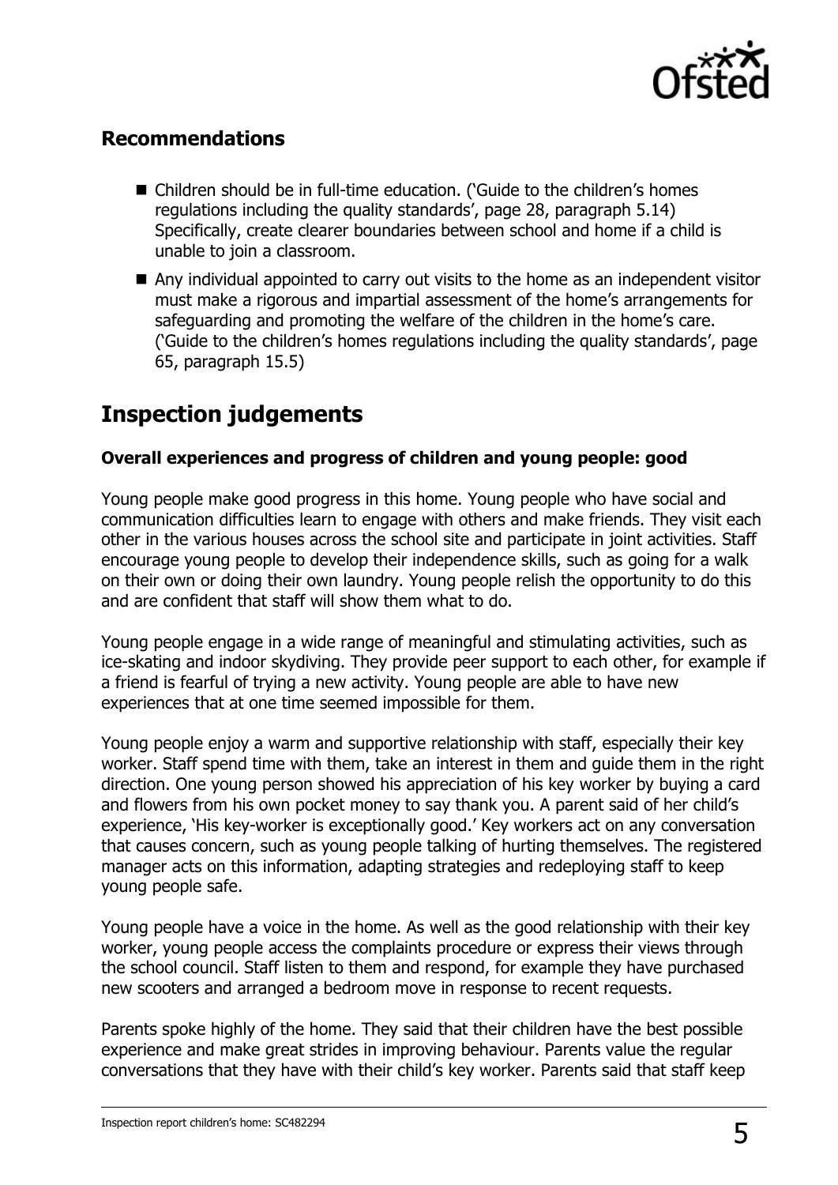## Recommendations

- Children should be in full-time education. ('Guide to the children's homes regulations including the quality standards', page 28, paragraph 5.14) Specifically, create clearer boundaries between school and home if a child is unable to join a classroom.
- Any individual appointed to carry out visits to the home as an independent visitor must make a rigorous and impartial assessment of the home's arrangements for safeguarding and promoting the welfare of the children in the home's care. ('Guide to the children's homes regulations including the quality standards', page 65, paragraph 15.5)

# Inspection judgements

### Overall experiences and progress of children and young people: good

Young people make good progress in this home. Young people who have social and communication difficulties learn to engage with others and make friends. They visit each other in the various houses across the school site and participate in joint activities. Staff encourage young people to develop their independence skills, such as going for a walk on their own or doing their own laundry. Young people relish the opportunity to do this and are confident that staff will show them what to do.

Young people engage in a wide range of meaningful and stimulating activities, such as ice-skating and indoor skydiving. They provide peer support to each other, for example if a friend is fearful of trying a new activity. Young people are able to have new experiences that at one time seemed impossible for them.

Young people enjoy a warm and supportive relationship with staff, especially their key worker. Staff spend time with them, take an interest in them and guide them in the right direction. One young person showed his appreciation of his key worker by buying a card and flowers from his own pocket money to say thank you. A parent said of her child's experience, 'His key-worker is exceptionally good.' Key workers act on any conversation that causes concern, such as young people talking of hurting themselves. The registered manager acts on this information, adapting strategies and redeploying staff to keep young people safe.

Young people have a voice in the home. As well as the good relationship with their key worker, young people access the complaints procedure or express their views through the school council. Staff listen to them and respond, for example they have purchased new scooters and arranged a bedroom move in response to recent requests.

Parents spoke highly of the home. They said that their children have the best possible experience and make great strides in improving behaviour. Parents value the regular conversations that they have with their child's key worker. Parents said that staff keep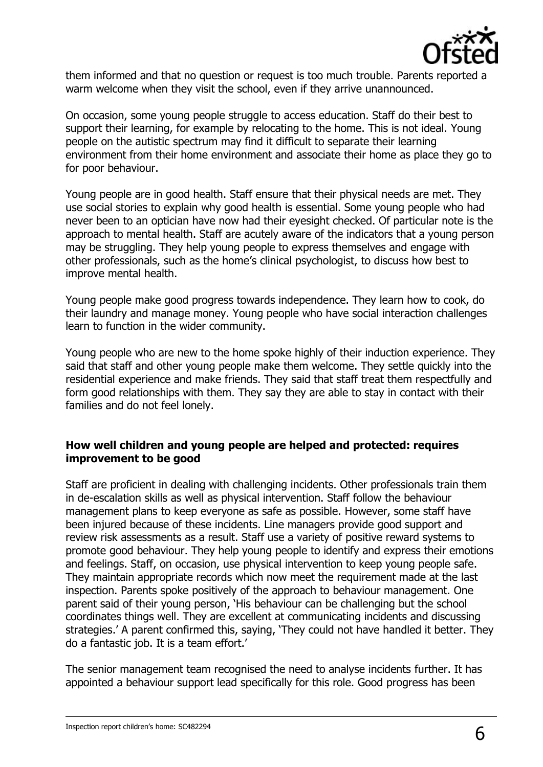them informed and that no question or request is too much trouble. Parents reported a warm welcome when they visit the school, even if they arrive unannounced.

On occasion, some young people struggle to access education. Staff do their best to support their learning, for example by relocating to the home. This is not ideal. Young people on the autistic spectrum may find it difficult to separate their learning environment from their home environment and associate their home as place they go to for poor behaviour.

Young people are in good health. Staff ensure that their physical needs are met. They use social stories to explain why good health is essential. Some young people who had never been to an optician have now had their eyesight checked. Of particular note is the approach to mental health. Staff are acutely aware of the indicators that a young person may be struggling. They help young people to express themselves and engage with other professionals, such as the home's clinical psychologist, to discuss how best to improve mental health.

Young people make good progress towards independence. They learn how to cook, do their laundry and manage money. Young people who have social interaction challenges learn to function in the wider community.

Young people who are new to the home spoke highly of their induction experience. They said that staff and other young people make them welcome. They settle quickly into the residential experience and make friends. They said that staff treat them respectfully and form good relationships with them. They say they are able to stay in contact with their families and do not feel lonely.

**How well children and young people are helped and protected: requires improvement to be good**

Staff are proficient in dealing with challenging incidents. Other professionals train them in de-escalation skills as well as physical intervention. Staff follow the behaviour management plans to keep everyone as safe as possible. However, some staff have been injured because of these incidents. Line managers provide good support and review risk assessments as a result. Staff use a variety of positive reward systems to promote good behaviour. They help young people to identify and express their emotions and feelings. Staff, on occasion, use physical intervention to keep young people safe. They maintain appropriate records which now meet the requirement made at the last inspection. Parents spoke positively of the approach to behaviour management. One parent said of their young person, 'His behaviour can be challenging but the school coordinates things well. They are excellent at communicating incidents and discussing strategies.' A parent confirmed this, saying, 'They could not have handled it better. They do a fantastic job. It is a team effort.'

The senior management team recognised the need to analyse incidents further. It has appointed a behaviour support lead specifically for this role. Good progress has been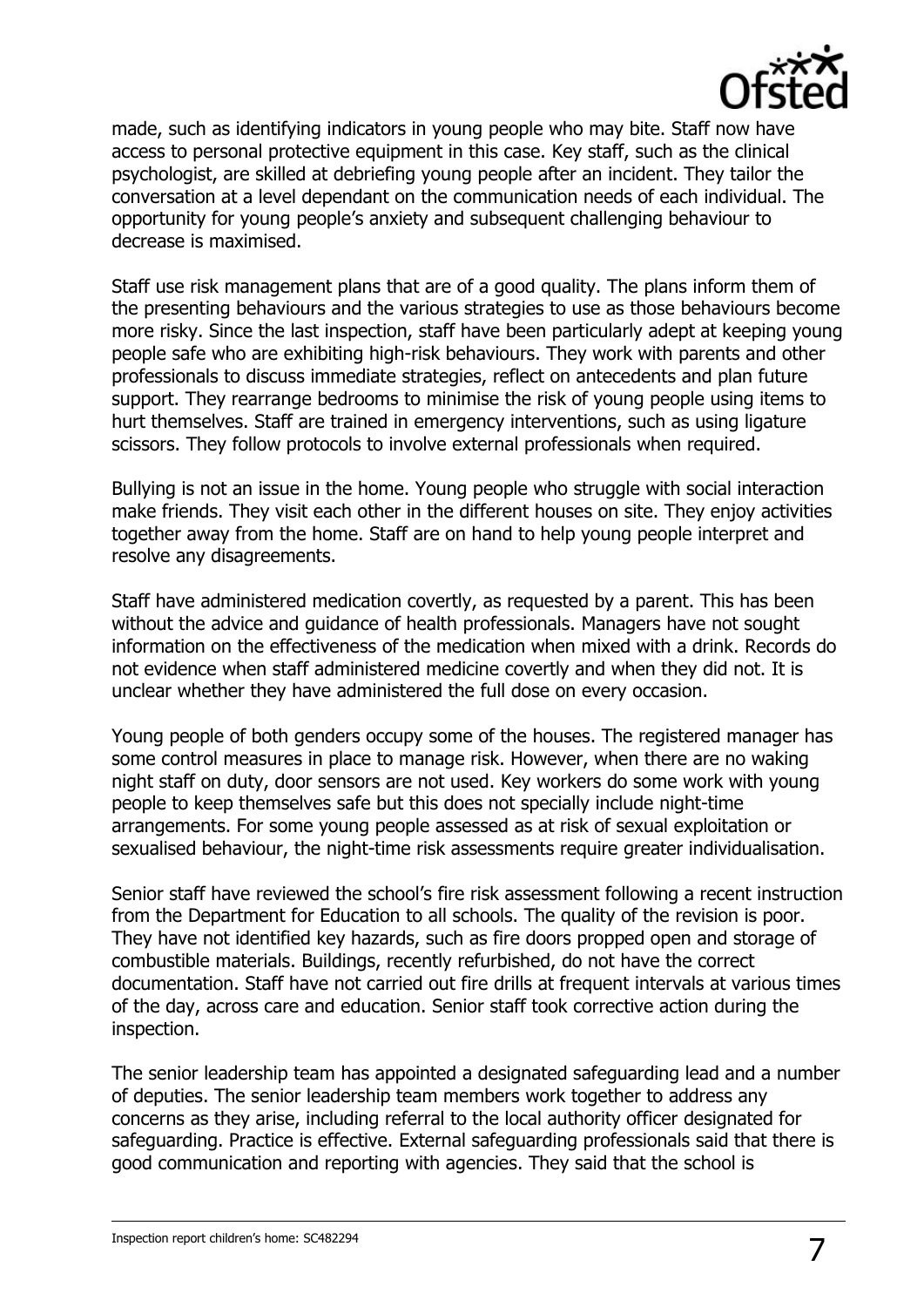made, such as identifying indicators in young people who may bite. Staff now have access to personal protective equipment in this case. Key staff, such as the clinical psychologist, are skilled at debriefing young people after an incident. They tailor the conversation at a level dependant on the communication needs of each individual. The opportunity for young people's anxiety and subsequent challenging behaviour to decrease is maximised.

Staff use risk management plans that are of a good quality. The plans inform them of the presenting behaviours and the various strategies to use as those behaviours become more risky. Since the last inspection, staff have been particularly adept at keeping young people safe who are exhibiting high-risk behaviours. They work with parents and other professionals to discuss immediate strategies, reflect on antecedents and plan future support. They rearrange bedrooms to minimise the risk of young people using items to hurt themselves. Staff are trained in emergency interventions, such as using ligature scissors. They follow protocols to involve external professionals when required.

Bullying is not an issue in the home. Young people who struggle with social interaction make friends. They visit each other in the different houses on site. They enjoy activities together away from the home. Staff are on hand to help young people interpret and resolve any disagreements.

Staff have administered medication covertly, as requested by a parent. This has been without the advice and guidance of health professionals. Managers have not sought information on the effectiveness of the medication when mixed with a drink. Records do not evidence when staff administered medicine covertly and when they did not. It is unclear whether they have administered the full dose on every occasion.

Young people of both genders occupy some of the houses. The registered manager has some control measures in place to manage risk. However, when there are no waking night staff on duty, door sensors are not used. Key workers do some work with young people to keep themselves safe but this does not specially include night-time arrangements. For some young people assessed as at risk of sexual exploitation or sexualised behaviour, the night-time risk assessments require greater individualisation.

Senior staff have reviewed the school's fire risk assessment following a recent instruction from the Department for Education to all schools. The quality of the revision is poor. They have not identified key hazards, such as fire doors propped open and storage of combustible materials. Buildings, recently refurbished, do not have the correct documentation. Staff have not carried out fire drills at frequent intervals at various times of the day, across care and education. Senior staff took corrective action during the inspection.

The senior leadership team has appointed a designated safeguarding lead and a number of deputies. The senior leadership team members work together to address any concerns as they arise, including referral to the local authority officer designated for safeguarding. Practice is effective. External safeguarding professionals said that there is good communication and reporting with agencies. They said that the school is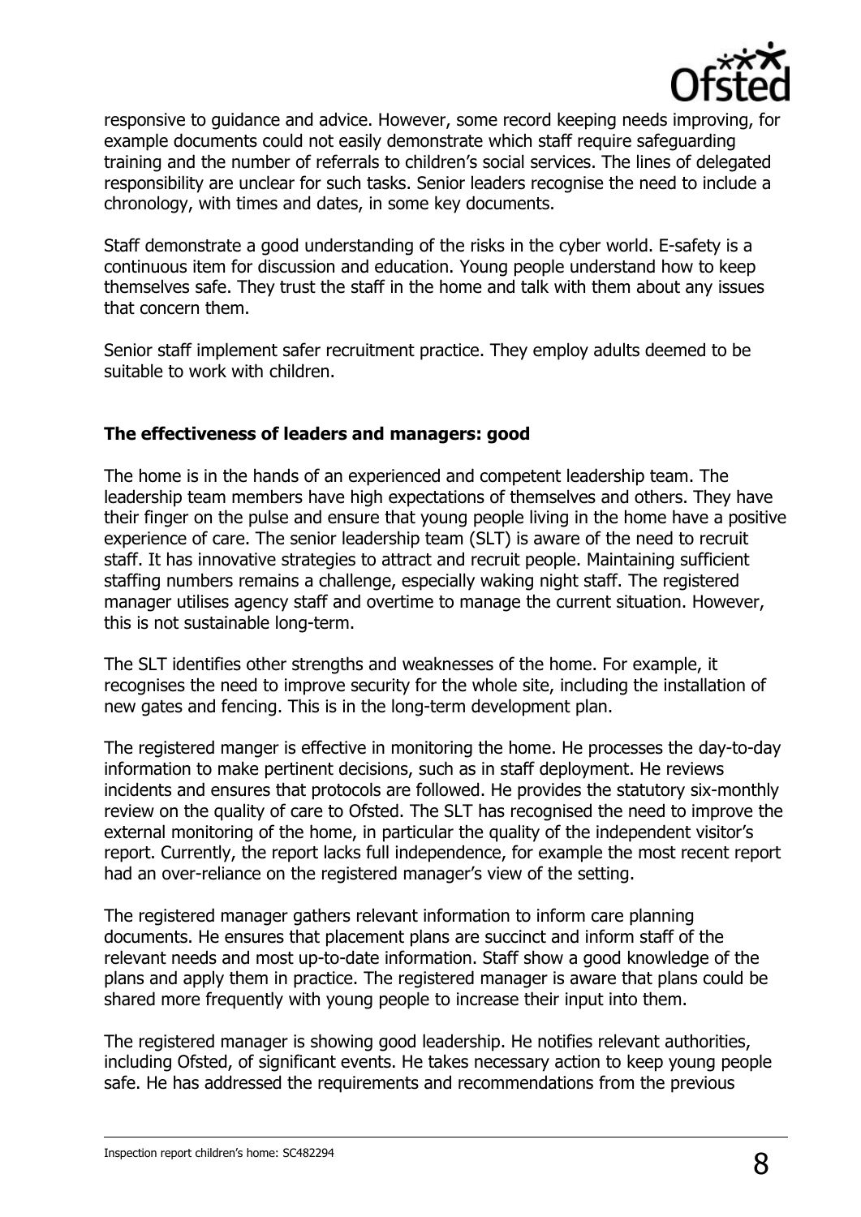responsive to guidance and advice. However, some record keeping needs improving, for example documents could not easily demonstrate which staff require safeguarding training and the number of referrals to children's social services. The lines of delegated responsibility are unclear for such tasks. Senior leaders recognise the need to include a chronology, with times and dates, in some key documents.

Staff demonstrate a good understanding of the risks in the cyber world. E-safety is a continuous item for discussion and education. Young people understand how to keep themselves safe. They trust the staff in the home and talk with them about any issues that concern them.

Senior staff implement safer recruitment practice. They employ adults deemed to be suitable to work with children.

**The effectiveness of leaders and managers: good**

The home is in the hands of an experienced and competent leadership team. The leadership team members have high expectations of themselves and others. They have their finger on the pulse and ensure that young people living in the home have a positive experience of care. The senior leadership team (SLT) is aware of the need to recruit staff. It has innovative strategies to attract and recruit people. Maintaining sufficient staffing numbers remains a challenge, especially waking night staff. The registered manager utilises agency staff and overtime to manage the current situation. However, this is not sustainable long-term.

The SLT identifies other strengths and weaknesses of the home. For example, it recognises the need to improve security for the whole site, including the installation of new gates and fencing. This is in the long-term development plan.

The registered manger is effective in monitoring the home. He processes the day-to-day information to make pertinent decisions, such as in staff deployment. He reviews incidents and ensures that protocols are followed. He provides the statutory six-monthly review on the quality of care to Ofsted. The SLT has recognised the need to improve the external monitoring of the home, in particular the quality of the independent visitor's report. Currently, the report lacks full independence, for example the most recent report had an over-reliance on the registered manager's view of the setting.

The registered manager gathers relevant information to inform care planning documents. He ensures that placement plans are succinct and inform staff of the relevant needs and most up-to-date information. Staff show a good knowledge of the plans and apply them in practice. The registered manager is aware that plans could be shared more frequently with young people to increase their input into them.

The registered manager is showing good leadership. He notifies relevant authorities, including Ofsted, of significant events. He takes necessary action to keep young people safe. He has addressed the requirements and recommendations from the previous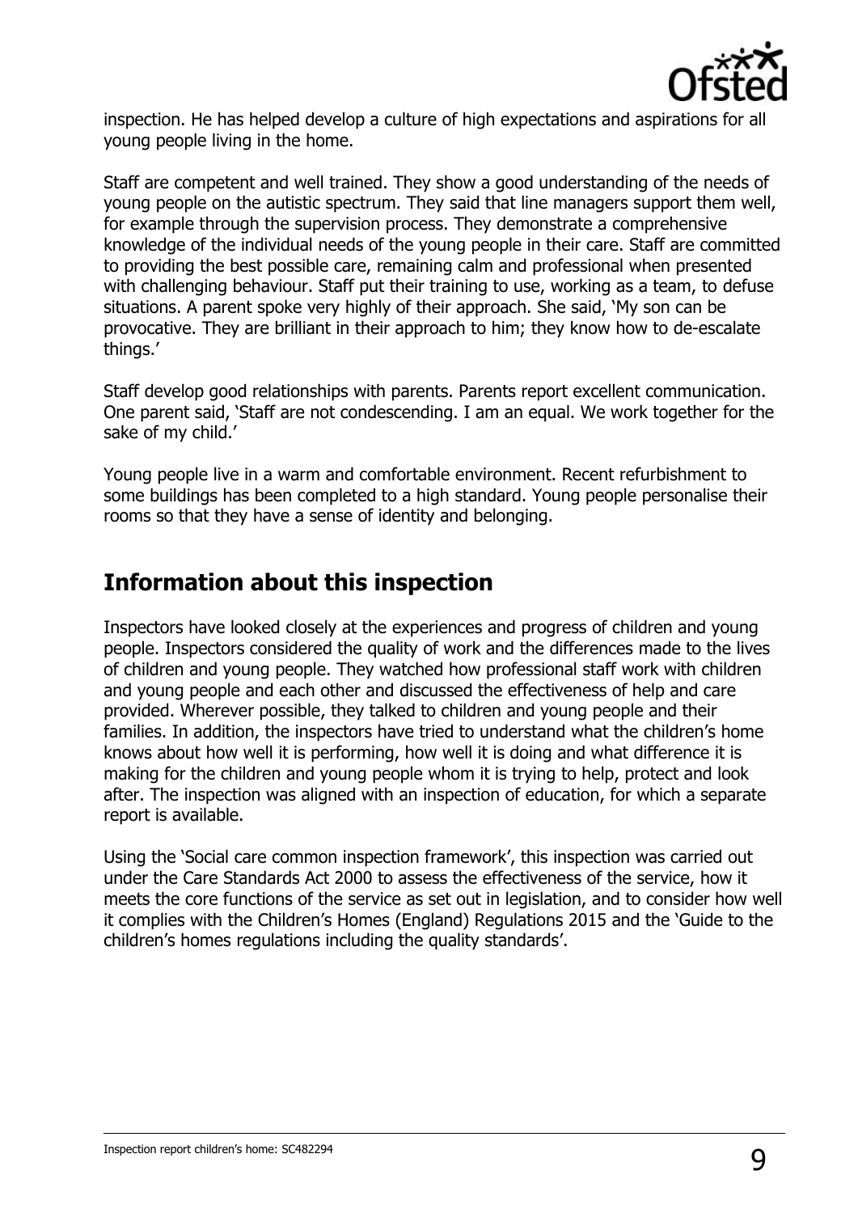inspection. He has helped develop a culture of high expectations and aspirations for all young people living in the home.

Staff are competent and well trained. They show a good understanding of the needs of young people on the autistic spectrum. They said that line managers support them well, for example through the supervision process. They demonstrate a comprehensive knowledge of the individual needs of the young people in their care. Staff are committed to providing the best possible care, remaining calm and professional when presented with challenging behaviour. Staff put their training to use, working as a team, to defuse situations. A parent spoke very highly of their approach. She said, 'My son can be provocative. They are brilliant in their approach to him; they know how to de-escalate things.'

Staff develop good relationships with parents. Parents report excellent communication. One parent said, 'Staff are not condescending. I am an equal. We work together for the sake of my child.'

Young people live in a warm and comfortable environment. Recent refurbishment to some buildings has been completed to a high standard. Young people personalise their rooms so that they have a sense of identity and belonging.

## Information about this inspection

Inspectors have looked closely at the experiences and progress of children and young people. Inspectors considered the quality of work and the differences made to the lives of children and young people. They watched how professional staff work with children and young people and each other and discussed the effectiveness of help and care provided. Wherever possible, they talked to children and young people and their families. In addition, the inspectors have tried to understand what the children's home knows about how well it is performing, how well it is doing and what difference it is making for the children and young people whom it is trying to help, protect and look after. The inspection was aligned with an inspection of education, for which a separate report is available.

Using the 'Social care common inspection framework', this inspection was carried out under the Care Standards Act 2000 to assess the effectiveness of the service, how it meets the core functions of the service as set out in legislation, and to consider how well it complies with the Children's Homes (England) Regulations 2015 and the 'Guide to the children's homes regulations including the quality standards'.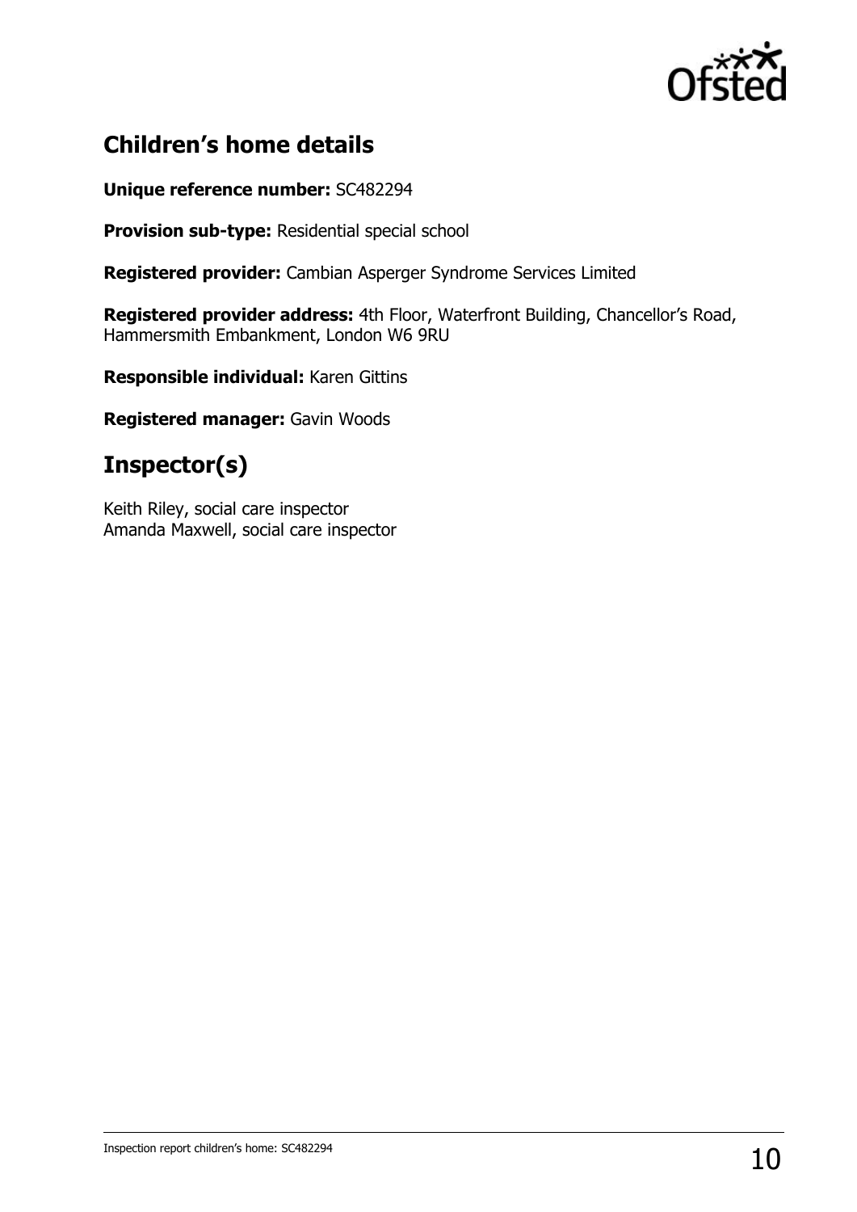## Children's home details

**Unique reference number:** SC482294

**Provision sub-type:** Residential special school

**Registered provider:** Cambian Asperger Syndrome Services Limited

**Registered provider address:** 4th Floor, Waterfront Building, Chancellor's Road, Hammersmith Embankment, London W6 9RU

**Responsible individual:** Karen Gittins

**Registered manager:** Gavin Woods

## Inspector(s)

Keith Riley, social care inspector
Amanda Maxwell, social care inspector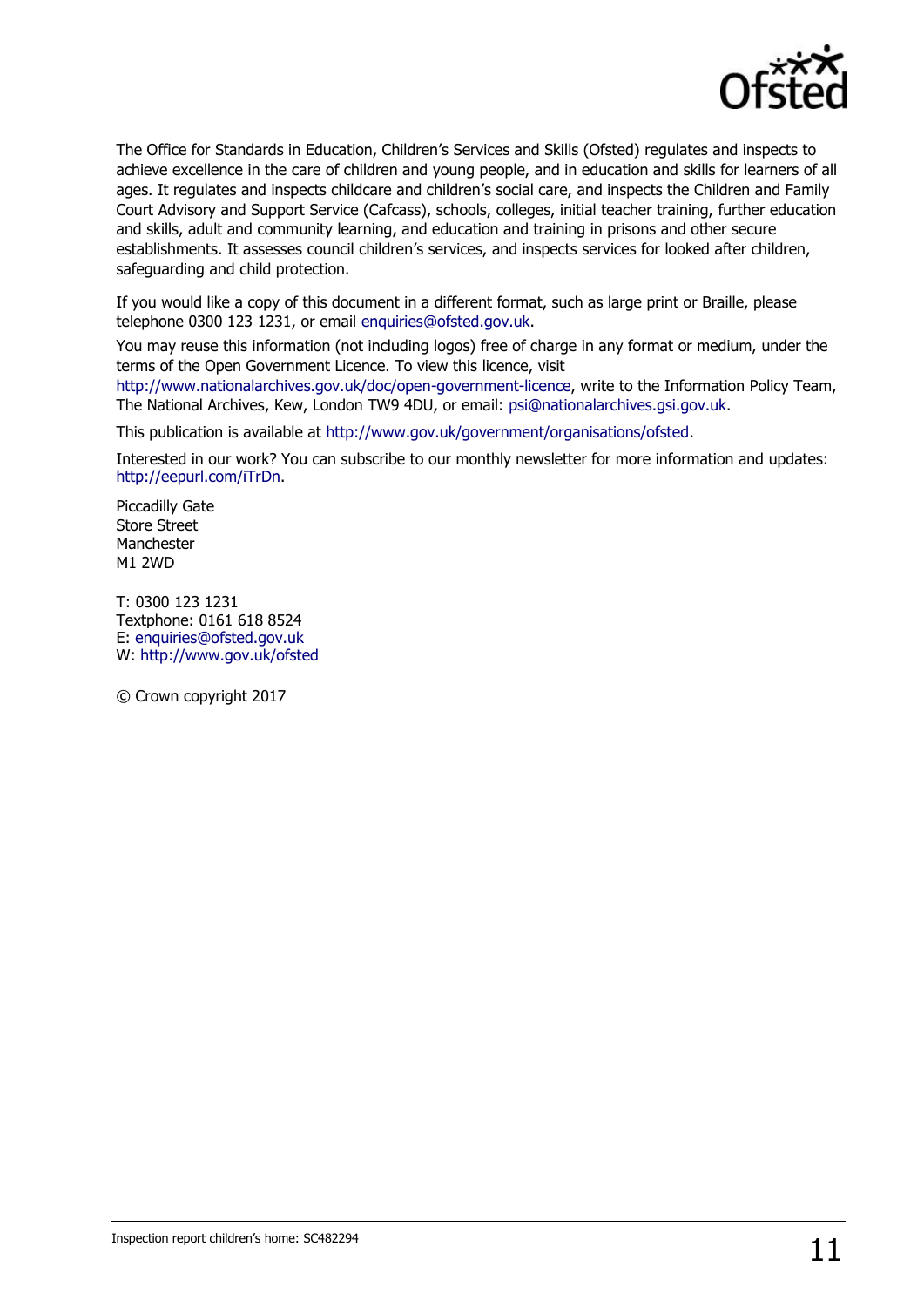The Office for Standards in Education, Children's Services and Skills (Ofsted) regulates and inspects to achieve excellence in the care of children and young people, and in education and skills for learners of all ages. It regulates and inspects childcare and children's social care, and inspects the Children and Family Court Advisory and Support Service (Cafcass), schools, colleges, initial teacher training, further education and skills, adult and community learning, and education and training in prisons and other secure establishments. It assesses council children's services, and inspects services for looked after children, safeguarding and child protection.

If you would like a copy of this document in a different format, such as large print or Braille, please telephone 0300 123 1231, or email enquiries@ofsted.gov.uk.

You may reuse this information (not including logos) free of charge in any format or medium, under the terms of the Open Government Licence. To view this licence, visit http://www.nationalarchives.gov.uk/doc/open-government-licence, write to the Information Policy Team, The National Archives, Kew, London TW9 4DU, or email: psi@nationalarchives.gsi.gov.uk.

This publication is available at http://www.gov.uk/government/organisations/ofsted.

Interested in our work? You can subscribe to our monthly newsletter for more information and updates: http://eepurl.com/iTrDn.

Piccadilly Gate
Store Street
Manchester
M1 2WD

T: 0300 123 1231
Textphone: 0161 618 8524
E: enquiries@ofsted.gov.uk
W: http://www.gov.uk/ofsted

© Crown copyright 2017